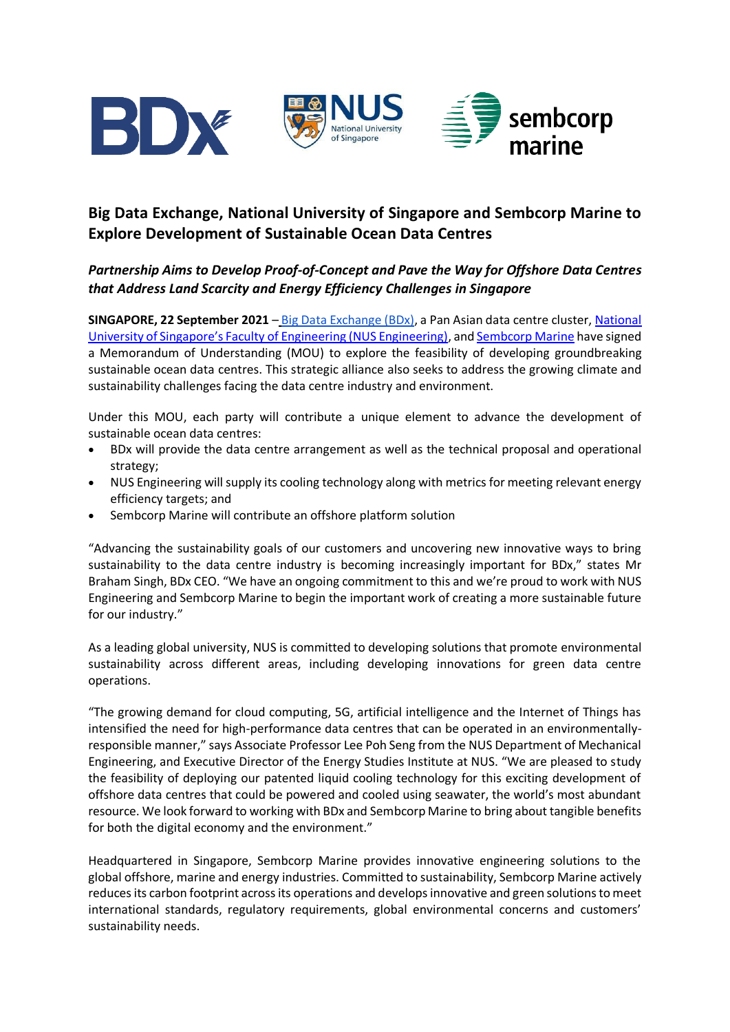# Big Data Exchange, National University of Singapore and Sembcorp Marine to Explore Development of Sustainable Ocean Data Centres

## *Partnership Aims to Develop Proof-of-Concept and Pave the Way for Offshore Data Centres that Address Land Scarcity and Energy Efficiency Challenges in Singapore*

**SINGAPORE, 22 September 2021** – Big Data Exchange (BDx), a Pan Asian data centre cluster, National University of Singapore's Faculty of Engineering (NUS Engineering), and Sembcorp Marine have signed a Memorandum of Understanding (MOU) to explore the feasibility of developing groundbreaking sustainable ocean data centres. This strategic alliance also seeks to address the growing climate and sustainability challenges facing the data centre industry and environment.

Under this MOU, each party will contribute a unique element to advance the development of sustainable ocean data centres:

- BDx will provide the data centre arrangement as well as the technical proposal and operational strategy;
- NUS Engineering will supply its cooling technology along with metrics for meeting relevant energy efficiency targets; and
- Sembcorp Marine will contribute an offshore platform solution

"Advancing the sustainability goals of our customers and uncovering new innovative ways to bring sustainability to the data centre industry is becoming increasingly important for BDx," states Mr Braham Singh, BDx CEO. "We have an ongoing commitment to this and we're proud to work with NUS Engineering and Sembcorp Marine to begin the important work of creating a more sustainable future for our industry."

As a leading global university, NUS is committed to developing solutions that promote environmental sustainability across different areas, including developing innovations for green data centre operations.

"The growing demand for cloud computing, 5G, artificial intelligence and the Internet of Things has intensified the need for high-performance data centres that can be operated in an environmentally-responsible manner," says Associate Professor Lee Poh Seng from the NUS Department of Mechanical Engineering, and Executive Director of the Energy Studies Institute at NUS. "We are pleased to study the feasibility of deploying our patented liquid cooling technology for this exciting development of offshore data centres that could be powered and cooled using seawater, the world's most abundant resource. We look forward to working with BDx and Sembcorp Marine to bring about tangible benefits for both the digital economy and the environment."

Headquartered in Singapore, Sembcorp Marine provides innovative engineering solutions to the global offshore, marine and energy industries. Committed to sustainability, Sembcorp Marine actively reduces its carbon footprint across its operations and develops innovative and green solutions to meet international standards, regulatory requirements, global environmental concerns and customers' sustainability needs.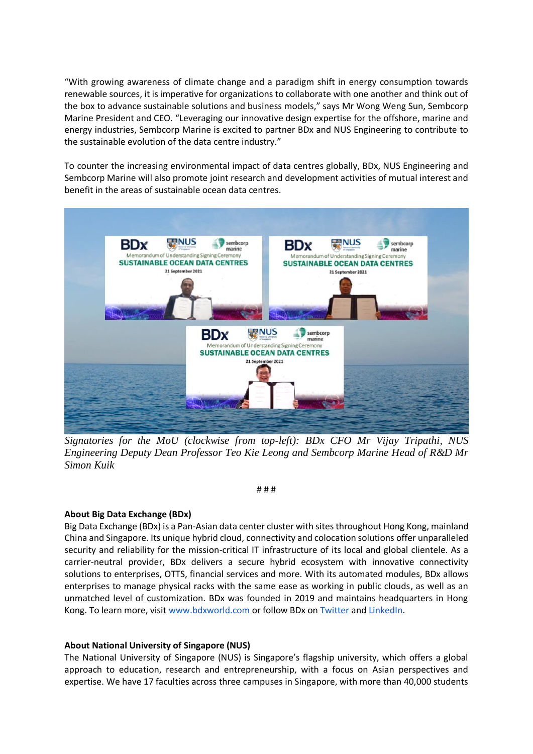"With growing awareness of climate change and a paradigm shift in energy consumption towards renewable sources, it is imperative for organizations to collaborate with one another and think out of the box to advance sustainable solutions and business models," says Mr Wong Weng Sun, Sembcorp Marine President and CEO. "Leveraging our innovative design expertise for the offshore, marine and energy industries, Sembcorp Marine is excited to partner BDx and NUS Engineering to contribute to the sustainable evolution of the data centre industry."

To counter the increasing environmental impact of data centres globally, BDx, NUS Engineering and Sembcorp Marine will also promote joint research and development activities of mutual interest and benefit in the areas of sustainable ocean data centres.

*Signatories for the MoU (clockwise from top-left): BDx CFO Mr Vijay Tripathi, NUS Engineering Deputy Dean Professor Teo Kie Leong and Sembcorp Marine Head of R&D Mr Simon Kuik*

# # #

**About Big Data Exchange (BDx)**

Big Data Exchange (BDx) is a Pan-Asian data center cluster with sites throughout Hong Kong, mainland China and Singapore. Its unique hybrid cloud, connectivity and colocation solutions offer unparalleled security and reliability for the mission-critical IT infrastructure of its local and global clientele. As a carrier-neutral provider, BDx delivers a secure hybrid ecosystem with innovative connectivity solutions to enterprises, OTTS, financial services and more. With its automated modules, BDx allows enterprises to manage physical racks with the same ease as working in public clouds, as well as an unmatched level of customization. BDx was founded in 2019 and maintains headquarters in Hong Kong. To learn more, visit [www.bdxworld.com](http://www.bdxworld.com) or follow BDx on [Twitter](#) and [LinkedIn](#).

**About National University of Singapore (NUS)**

The National University of Singapore (NUS) is Singapore's flagship university, which offers a global approach to education, research and entrepreneurship, with a focus on Asian perspectives and expertise. We have 17 faculties across three campuses in Singapore, with more than 40,000 students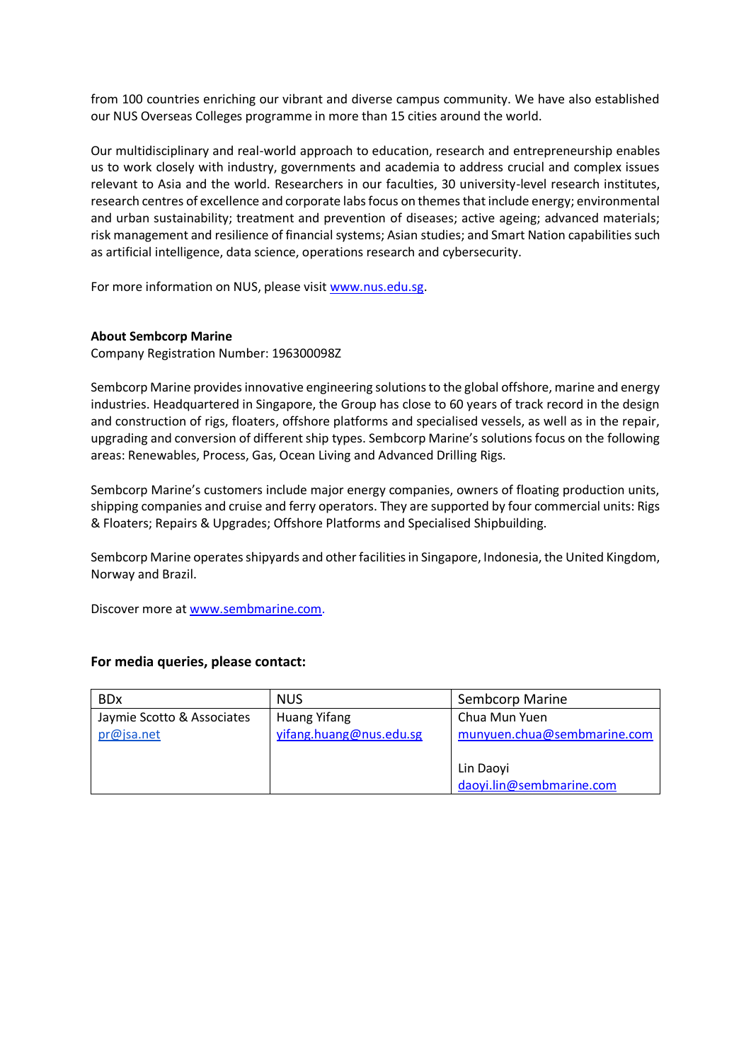from 100 countries enriching our vibrant and diverse campus community. We have also established our NUS Overseas Colleges programme in more than 15 cities around the world.

Our multidisciplinary and real-world approach to education, research and entrepreneurship enables us to work closely with industry, governments and academia to address crucial and complex issues relevant to Asia and the world. Researchers in our faculties, 30 university-level research institutes, research centres of excellence and corporate labs focus on themes that include energy; environmental and urban sustainability; treatment and prevention of diseases; active ageing; advanced materials; risk management and resilience of financial systems; Asian studies; and Smart Nation capabilities such as artificial intelligence, data science, operations research and cybersecurity.

For more information on NUS, please visit www.nus.edu.sg.

**About Sembcorp Marine**
Company Registration Number: 196300098Z

Sembcorp Marine provides innovative engineering solutions to the global offshore, marine and energy industries. Headquartered in Singapore, the Group has close to 60 years of track record in the design and construction of rigs, floaters, offshore platforms and specialised vessels, as well as in the repair, upgrading and conversion of different ship types. Sembcorp Marine's solutions focus on the following areas: Renewables, Process, Gas, Ocean Living and Advanced Drilling Rigs.

Sembcorp Marine's customers include major energy companies, owners of floating production units, shipping companies and cruise and ferry operators. They are supported by four commercial units: Rigs & Floaters; Repairs & Upgrades; Offshore Platforms and Specialised Shipbuilding.

Sembcorp Marine operates shipyards and other facilities in Singapore, Indonesia, the United Kingdom, Norway and Brazil.

Discover more at www.sembmarine.com.

**For media queries, please contact:**

| BDx | NUS | Sembcorp Marine |
|---|---|---|
| Jaymie Scotto & Associates<br>pr@jsa.net | Huang Yifang<br>yifang.huang@nus.edu.sg | Chua Mun Yuen<br>munyuen.chua@sembmarine.com<br><br>Lin Daoyi<br>daoyi.lin@sembmarine.com |